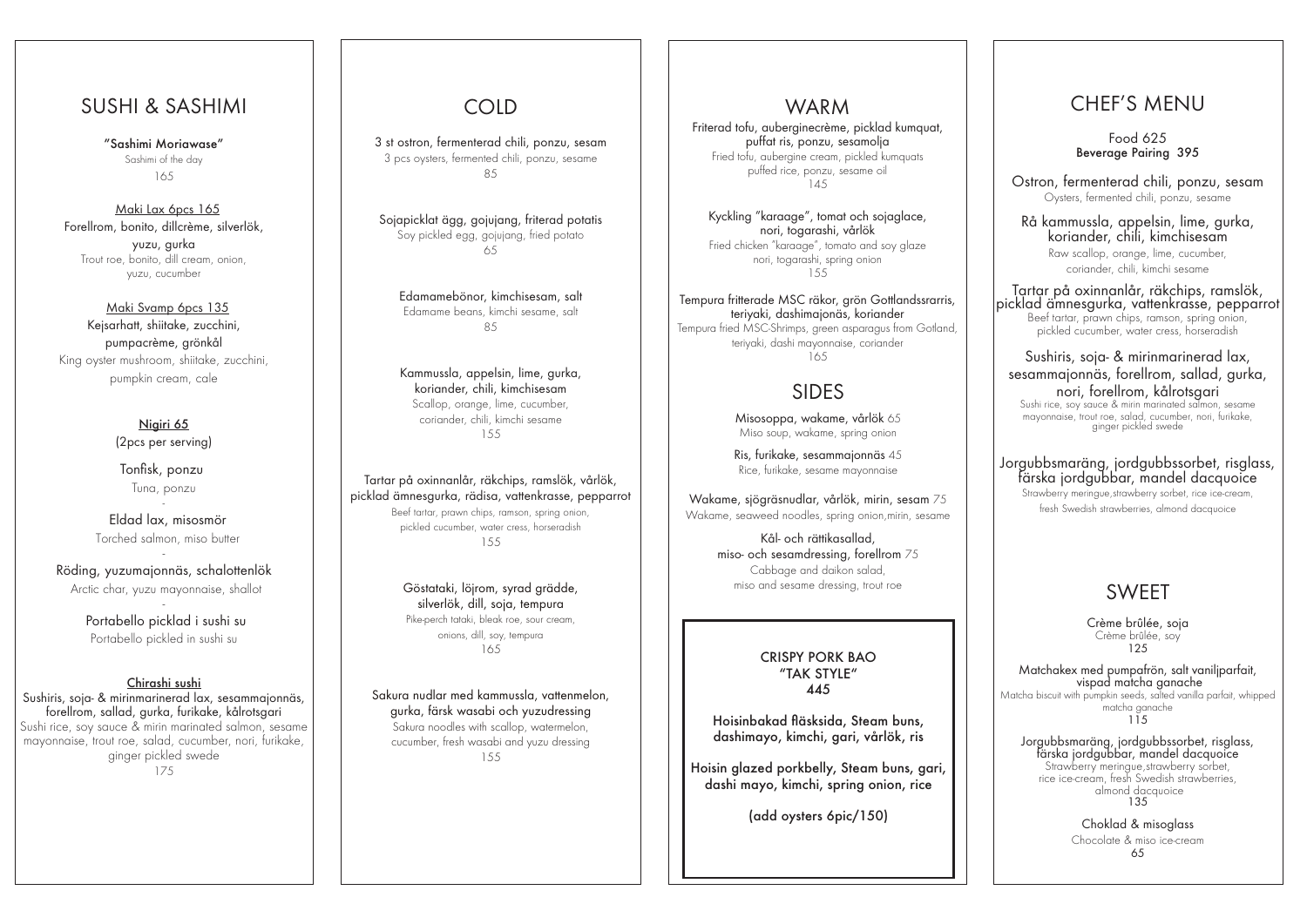## SUSHI & SASHIMI

**"Sashimi Moriawase"**
Sashimi of the day
165

Maki Lax 6pcs 165
Forellrom, bonito, dillcrème, silverlök, yuzu, gurka
Trout roe, bonito, dill cream, onion, yuzu, cucumber

Maki Svamp 6pcs 135
Kejsarhatt, shiitake, zucchini, pumpacrème, grönkål
King oyster mushroom, shiitake, zucchini, pumpkin cream, cale

**Nigiri 65**
(2pcs per serving)

Tonfisk, ponzu
Tuna, ponzu
-
Eldad lax, misosmör
Torched salmon, miso butter
-
Röding, yuzumajonnäs, schalottenlök
Arctic char, yuzu mayonnaise, shallot
-
Portabello picklad i sushi su
Portabello pickled in sushi su

**Chirashi sushi**
Sushiris, soja- & mirinmarinerad lax, sesammajonnäs, forellrom, sallad, gurka, furikake, kålrotsgari
Sushi rice, soy sauce & mirin marinated salmon, sesame mayonnaise, trout roe, salad, cucumber, nori, furikake, ginger pickled swede
175

## COLD

3 st ostron, fermenterad chili, ponzu, sesam
3 pcs oysters, fermented chili, ponzu, sesame
85

Sojapicklat ägg, gojujang, friterad potatis
Soy pickled egg, gojujang, fried potato
65

Edamamebönor, kimchisesam, salt
Edamame beans, kimchi sesame, salt
85

Kammussla, appelsin, lime, gurka, koriander, chili, kimchisesam
Scallop, orange, lime, cucumber, coriander, chili, kimchi sesame
155

Tartar på oxinnanlår, räkchips, ramslök, vårlök, picklad ämnesgurka, rädisa, vattenkrasse, pepparrot
Beef tartar, prawn chips, ramson, spring onion, pickled cucumber, water cress, horseradish
155

Göstataki, löjrom, syrad grädde, silverlök, dill, soja, tempura
Pike-perch tataki, bleak roe, sour cream, onions, dill, soy, tempura
165

Sakura nudlar med kammussla, vattenmelon, gurka, färsk wasabi och yuzudressing
Sakura noodles with scallop, watermelon, cucumber, fresh wasabi and yuzu dressing
155

## WARM

Friterad tofu, auberginecrème, picklad kumquat, puffat ris, ponzu, sesamolja
Fried tofu, aubergine cream, pickled kumquats puffed rice, ponzu, sesame oil
145

Kyckling "karaage", tomat och sojaglace, nori, togarashi, vårlök
Fried chicken "karaage", tomato and soy glaze nori, togarashi, spring onion
155

Tempura fritterade MSC räkor, grön Gottlandssrarris, teriyaki, dashimajonäs, koriander
Tempura fried MSC-Shrimps, green asparagus from Gotland, teriyaki, dashi mayonnaise, coriander
165

## SIDES

Misosoppa, wakame, vårlök 65
Miso soup, wakame, spring onion

Ris, furikake, sesammajonnäs 45
Rice, furikake, sesame mayonnaise

Wakame, sjögräsnudlar, vårlök, mirin, sesam 75
Wakame, seaweed noodles, spring onion,mirin, sesame

Kål- och rättikasallad, miso- och sesamdressing, forellrom 75
Cabbage and daikon salad, miso and sesame dressing, trout roe

**CRISPY PORK BAO**
**"TAK STYLE"**
**445**

Hoisinbakad fläsksida, Steam buns, dashimayo, kimchi, gari, vårlök, ris

Hoisin glazed porkbelly, Steam buns, gari, dashi mayo, kimchi, spring onion, rice

(add oysters 6pic/150)

## CHEF'S MENU

Food 625
**Beverage Pairing 395**

Ostron, fermenterad chili, ponzu, sesam
Oysters, fermented chili, ponzu, sesame

Rå kammussla, appelsin, lime, gurka, koriander, chili, kimchisesam
Raw scallop, orange, lime, cucumber, coriander, chili, kimchi sesame

Tartar på oxinnanlår, räkchips, ramslök, picklad ämnesgurka, vattenkrasse, pepparrot
Beef tartar, prawn chips, ramson, spring onion, pickled cucumber, water cress, horseradish

Sushiris, soja- & mirinmarinerad lax, sesammajonnäs, forellrom, sallad, gurka, nori, forellrom, kålrotsgari
Sushi rice, soy sauce & mirin marinated salmon, sesame mayonnaise, trout roe, salad, cucumber, nori, furikake, ginger pickled swede

Jorgubbsmaräng, jordgubbssorbet, risglass, färska jordgubbar, mandel dacquoice
Strawberry meringue,strawberry sorbet, rice ice-cream, fresh Swedish strawberries, almond dacquoice

## SWEET

Crème brûlée, soja
Crème brûlée, soy
125

Matchakex med pumpafrön, salt vaniljparfait, vispad matcha ganache
Matcha biscuit with pumpkin seeds, salted vanilla parfait, whipped matcha ganache
115

Jorgubbsmaräng, jordgubbssorbet, risglass, färska jordgubbar, mandel dacquoice
Strawberry meringue,strawberry sorbet, rice ice-cream, fresh Swedish strawberries, almond dacquoice
135

Choklad & misoglass
Chocolate & miso ice-cream
65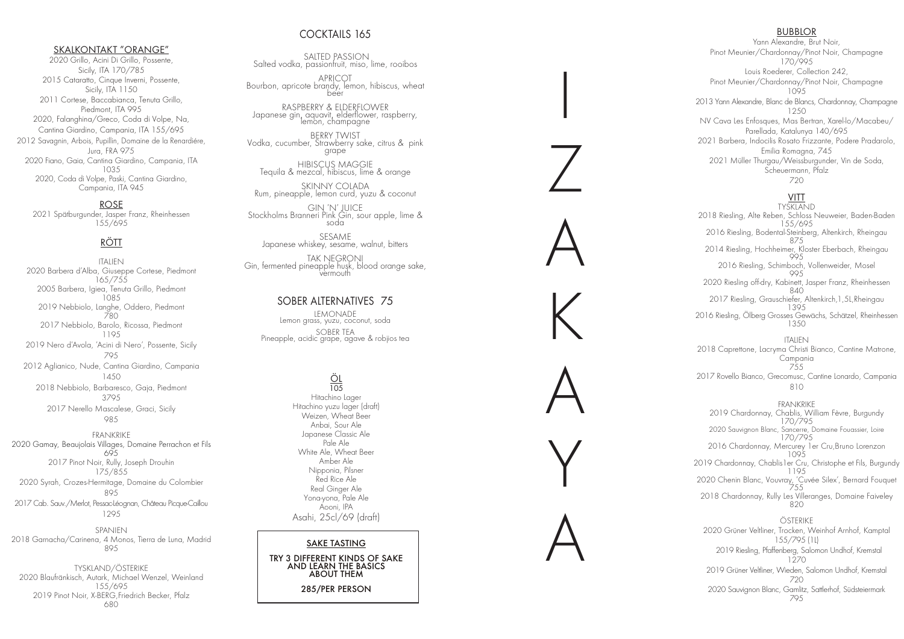## SKALKONTAKT "ORANGE"

2020 Grillo, Acini Di Grillo, Possente, Sicily, ITA 170/785

2015 Cataratto, Cinque Inverni, Possente, Sicily, ITA 1150

2011 Cortese, Baccabianca, Tenuta Grillo, Piedmont, ITA 995

2020, Falanghina/Greco, Coda di Volpe, Na, Cantina Giardino, Campania, ITA 155/695

2012 Savagnin, Arbois, Pupillin, Domaine de la Renardiére, Jura, FRA 975

2020 Fiano, Gaia, Cantina Giardino, Campania, ITA 1035

2020, Coda di Volpe, Paski, Cantina Giardino, Campania, ITA 945

## ROSE

2021 Spätburgunder, Jasper Franz, Rheinhessen 155/695

## RÖTT

ITALIEN

2020 Barbera d'Alba, Giuseppe Cortese, Piedmont 165/755

2005 Barbera, Igiea, Tenuta Grillo, Piedmont 1085

2019 Nebbiolo, Langhe, Oddero, Piedmont 780

2017 Nebbiolo, Barolo, Ricossa, Piedmont 1195

2019 Nero d'Avola, 'Acini di Nero', Possente, Sicily 795

2012 Aglianico, Nude, Cantina Giardino, Campania 1450

2018 Nebbiolo, Barbaresco, Gaja, Piedmont 3795

2017 Nerello Mascalese, Graci, Sicily 985

FRANKRIKE

2020 Gamay, Beaujolais Villages, Domaine Perrachon et Fils 695

2017 Pinot Noir, Rully, Joseph Drouhin 175/855

2020 Syrah, Crozes-Hermitage, Domaine du Colombier 895

2017 Cab. Sauv./Merlot, Pessac-Léognan, Château Picque-Caillou 1295

SPANIEN

2018 Garnacha/Carinena, 4 Monos, Tierra de Luna, Madrid 895

TYSKLAND/ÖSTERIKE

2020 Blaufränkisch, Autark, Michael Wenzel, Weinland 155/695

2019 Pinot Noir, X-BERG, Friedrich Becker, Pfalz 680

## COCKTAILS 165

SALTED PASSION
Salted vodka, passionfruit, miso, lime, rooibos

APRICOT
Bourbon, apricote brandy, lemon, hibiscus, wheat beer

RASPBERRY & ELDERFLOWER
Japanese gin, aquavit, elderflower, raspberry, lemon, champagne

BERRY TWIST
Vodka, cucumber, Strawberry sake, citrus & pink grape

HIBISCUS MAGGIE
Tequila & mezcal, hibiscus, lime & orange

SKINNY COLADA
Rum, pineapple, lemon curd, yuzu & coconut

GIN 'N' JUICE
Stockholms Branneri Pink Gin, sour apple, lime & soda

SESAME
Japanese whiskey, sesame, walnut, bitters

TAK NEGRONI
Gin, fermented pineapple husk, blood orange sake, vermouth

## SOBER ALTERNATIVES 75

LEMONADE
Lemon grass, yuzu, coconut, soda

SOBER TEA
Pineapple, acidic grape, agave & robjios tea

## ÖL

105

Hitachino Lager
Hitachino yuzu lager (draft)
Weizen, Wheat Beer
Anbai, Sour Ale
Japanese Classic Ale
Pale Ale
White Ale, Wheat Beer
Amber Ale
Nipponia, Pilsner
Red Rice Ale
Real Ginger Ale
Yona-yona, Pale Ale
Aooni, IPA
Asahi, 25cl/69 (draft)

**SAKE TASTING**

**TRY 3 DIFFERENT KINDS OF SAKE AND LEARN THE BASICS ABOUT THEM**

**285/PER PERSON**

# IZAKAYA

## BUBBLOR

Yann Alexandre, Brut Noir, Pinot Meunier/Chardonnay/Pinot Noir, Champagne 170/995

Louis Roederer, Collection 242, Pinot Meunier/Chardonnay/Pinot Noir, Champagne 1095

2013 Yann Alexandre, Blanc de Blancs, Chardonnay, Champagne 1250

NV Cava Les Enfosques, Mas Bertran, Xarel-lo/Macabeu/Parellada, Katalunya 140/695

2021 Barbera, Indocilis Rosato Frizzante, Podere Pradarolo, Emilia Romagna, 745

2021 Müller Thurgau/Weissburgunder, Vin de Soda, Scheuermann, Pfalz 720

## VITT

TYSKLAND

2018 Riesling, Alte Reben, Schloss Neuweier, Baden-Baden 155/695

2016 Riesling, Bodental-Steinberg, Altenkirch, Rheingau 875

2014 Riesling, Hochheimer, Kloster Eberbach, Rheingau 995

2016 Riesling, Schimboch, Vollenweider, Mosel 995

2020 Riesling off-dry, Kabinett, Jasper Franz, Rheinhessen 840

2017 Riesling, Grauschiefer, Altenkirch,1,5L,Rheingau 1395

2016 Riesling, Ölberg Grosses Gewächs, Schätzel, Rheinhessen 1350

ITALIEN

2018 Caprettone, Lacryma Christi Bianco, Cantine Matrone, Campania 755

2017 Rovello Bianco, Grecomusc, Cantine Lonardo, Campania 810

FRANKRIKE

2019 Chardonnay, Chablis, William Fèvre, Burgundy 170/795

2020 Sauvignon Blanc, Sancerre, Domaine Fouassier, Loire 170/795

2016 Chardonnay, Mercurey 1er Cru,Bruno Lorenzon 1095

2019 Chardonnay, Chablis1er Cru, Christophe et Fils, Burgundy 1195

2020 Chenin Blanc, Vouvray, 'Cuvée Silex', Bernard Fouquet 755

2018 Chardonnay, Rully Les Villeranges, Domaine Faiveley 820

ÖSTERIKE

2020 Grüner Veltliner, Trocken, Weinhof Arnhof, Kamptal 155/795 (1L)

2019 Riesling, Pfaffenberg, Salomon Undhof, Kremstal 1270

2019 Grüner Veltliner, Wieden, Salomon Undhof, Kremstal 720

2020 Sauvignon Blanc, Gamlitz, Sattlerhof, Südsteiermark 795